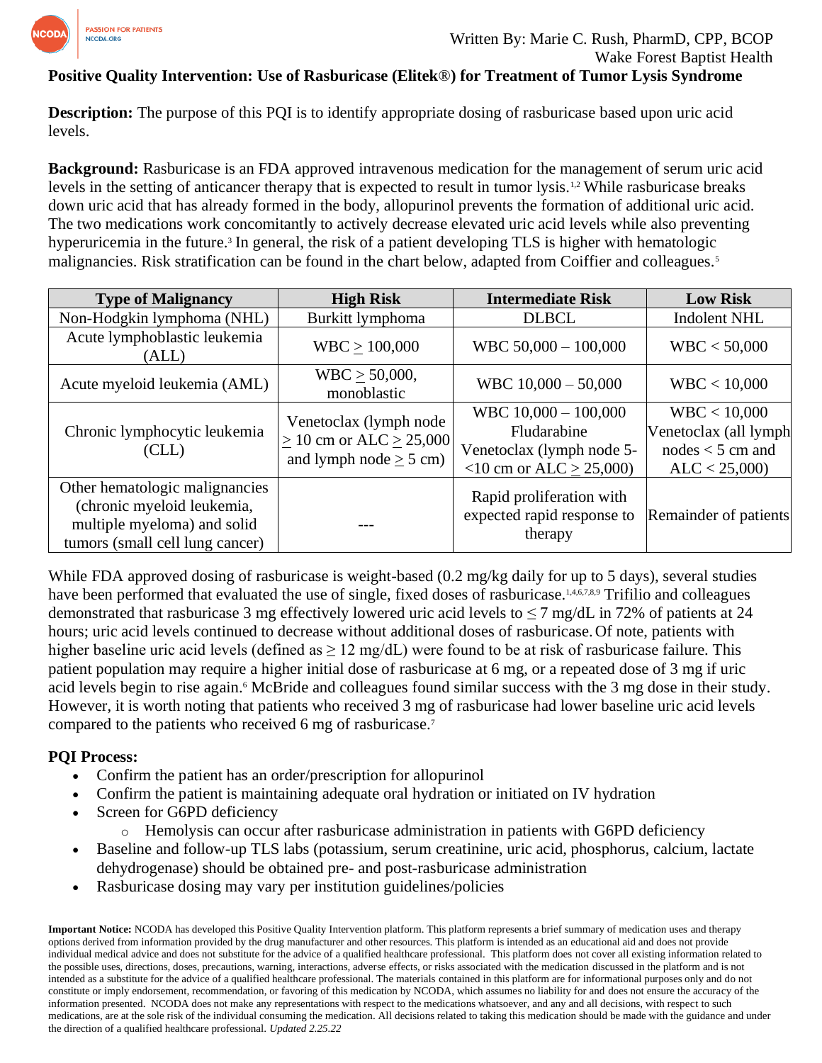Written By: Marie C. Rush, PharmD, CPP, BCOP
Wake Forest Baptist Health

# Positive Quality Intervention: Use of Rasburicase (Elitek®) for Treatment of Tumor Lysis Syndrome

**Description:** The purpose of this PQI is to identify appropriate dosing of rasburicase based upon uric acid levels.

**Background:** Rasburicase is an FDA approved intravenous medication for the management of serum uric acid levels in the setting of anticancer therapy that is expected to result in tumor lysis.[1,2] While rasburicase breaks down uric acid that has already formed in the body, allopurinol prevents the formation of additional uric acid. The two medications work concomitantly to actively decrease elevated uric acid levels while also preventing hyperuricemia in the future.[3] In general, the risk of a patient developing TLS is higher with hematologic malignancies. Risk stratification can be found in the chart below, adapted from Coiffier and colleagues.[5]

| Type of Malignancy | High Risk | Intermediate Risk | Low Risk |
|---|---|---|---|
| Non-Hodgkin lymphoma (NHL) | Burkitt lymphoma | DLBCL | Indolent NHL |
| Acute lymphoblastic leukemia (ALL) | WBC ≥ 100,000 | WBC 50,000 – 100,000 | WBC < 50,000 |
| Acute myeloid leukemia (AML) | WBC ≥ 50,000, monoblastic | WBC 10,000 – 50,000 | WBC < 10,000 |
| Chronic lymphocytic leukemia (CLL) | Venetoclax (lymph node ≥ 10 cm or ALC ≥ 25,000 and lymph node ≥ 5 cm) | WBC 10,000 – 100,000<br>Fludarabine<br>Venetoclax (lymph node 5-<10 cm or ALC ≥ 25,000) | WBC < 10,000<br>Venetoclax (all lymph nodes < 5 cm and ALC < 25,000) |
| Other hematologic malignancies (chronic myeloid leukemia, multiple myeloma) and solid tumors (small cell lung cancer) | --- | Rapid proliferation with expected rapid response to therapy | Remainder of patients |

While FDA approved dosing of rasburicase is weight-based (0.2 mg/kg daily for up to 5 days), several studies have been performed that evaluated the use of single, fixed doses of rasburicase.[1,4,6,7,8,9] Trifilio and colleagues demonstrated that rasburicase 3 mg effectively lowered uric acid levels to ≤ 7 mg/dL in 72% of patients at 24 hours; uric acid levels continued to decrease without additional doses of rasburicase. Of note, patients with higher baseline uric acid levels (defined as ≥ 12 mg/dL) were found to be at risk of rasburicase failure. This patient population may require a higher initial dose of rasburicase at 6 mg, or a repeated dose of 3 mg if uric acid levels begin to rise again.[6] McBride and colleagues found similar success with the 3 mg dose in their study. However, it is worth noting that patients who received 3 mg of rasburicase had lower baseline uric acid levels compared to the patients who received 6 mg of rasburicase.[7]

## PQI Process:

- Confirm the patient has an order/prescription for allopurinol
- Confirm the patient is maintaining adequate oral hydration or initiated on IV hydration
- Screen for G6PD deficiency
  - Hemolysis can occur after rasburicase administration in patients with G6PD deficiency
- Baseline and follow-up TLS labs (potassium, serum creatinine, uric acid, phosphorus, calcium, lactate dehydrogenase) should be obtained pre- and post-rasburicase administration
- Rasburicase dosing may vary per institution guidelines/policies

**Important Notice:** NCODA has developed this Positive Quality Intervention platform. This platform represents a brief summary of medication uses and therapy options derived from information provided by the drug manufacturer and other resources. This platform is intended as an educational aid and does not provide individual medical advice and does not substitute for the advice of a qualified healthcare professional. This platform does not cover all existing information related to the possible uses, directions, doses, precautions, warning, interactions, adverse effects, or risks associated with the medication discussed in the platform and is not intended as a substitute for the advice of a qualified healthcare professional. The materials contained in this platform are for informational purposes only and do not constitute or imply endorsement, recommendation, or favoring of this medication by NCODA, which assumes no liability for and does not ensure the accuracy of the information presented. NCODA does not make any representations with respect to the medications whatsoever, and any and all decisions, with respect to such medications, are at the sole risk of the individual consuming the medication. All decisions related to taking this medication should be made with the guidance and under the direction of a qualified healthcare professional. *Updated 2.25.22*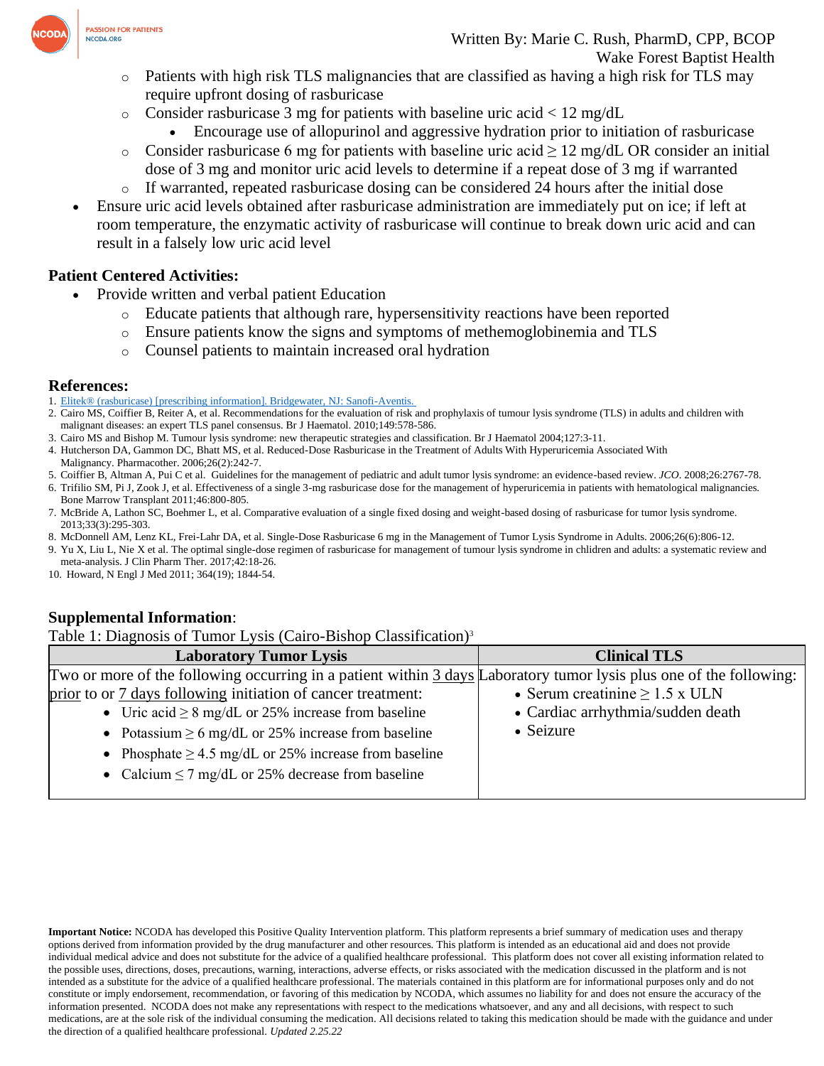- Patients with high risk TLS malignancies that are classified as having a high risk for TLS may require upfront dosing of rasburicase
    - Consider rasburicase 3 mg for patients with baseline uric acid < 12 mg/dL
        - Encourage use of allopurinol and aggressive hydration prior to initiation of rasburicase
    - Consider rasburicase 6 mg for patients with baseline uric acid ≥ 12 mg/dL OR consider an initial dose of 3 mg and monitor uric acid levels to determine if a repeat dose of 3 mg if warranted
    - If warranted, repeated rasburicase dosing can be considered 24 hours after the initial dose
- Ensure uric acid levels obtained after rasburicase administration are immediately put on ice; if left at room temperature, the enzymatic activity of rasburicase will continue to break down uric acid and can result in a falsely low uric acid level

## Patient Centered Activities:

- Provide written and verbal patient Education
    - Educate patients that although rare, hypersensitivity reactions have been reported
    - Ensure patients know the signs and symptoms of methemoglobinemia and TLS
    - Counsel patients to maintain increased oral hydration

## References:

1. Elitek® (rasburicase) [prescribing information]. Bridgewater, NJ: Sanofi-Aventis.
2. Cairo MS, Coiffier B, Reiter A, et al. Recommendations for the evaluation of risk and prophylaxis of tumour lysis syndrome (TLS) in adults and children with malignant diseases: an expert TLS panel consensus. Br J Haematol. 2010;149:578-586.
3. Cairo MS and Bishop M. Tumour lysis syndrome: new therapeutic strategies and classification. Br J Haematol 2004;127:3-11.
4. Hutcherson DA, Gammon DC, Bhatt MS, et al. Reduced-Dose Rasburicase in the Treatment of Adults With Hyperuricemia Associated With Malignancy. Pharmacother. 2006;26(2):242-7.
5. Coiffier B, Altman A, Pui C et al. Guidelines for the management of pediatric and adult tumor lysis syndrome: an evidence-based review. *JCO*. 2008;26:2767-78.
6. Trifilio SM, Pi J, Zook J, et al. Effectiveness of a single 3-mg rasburicase dose for the management of hyperuricemia in patients with hematological malignancies. Bone Marrow Transplant 2011;46:800-805.
7. McBride A, Lathon SC, Boehmer L, et al. Comparative evaluation of a single fixed dosing and weight-based dosing of rasburicase for tumor lysis syndrome. 2013;33(3):295-303.
8. McDonnell AM, Lenz KL, Frei-Lahr DA, et al. Single-Dose Rasburicase 6 mg in the Management of Tumor Lysis Syndrome in Adults. 2006;26(6):806-12.
9. Yu X, Liu L, Nie X et al. The optimal single-dose regimen of rasburicase for management of tumour lysis syndrome in chlidren and adults: a systematic review and meta-analysis. J Clin Pharm Ther. 2017;42:18-26.
10. Howard, N Engl J Med 2011; 364(19); 1844-54.

## Supplemental Information:

Table 1: Diagnosis of Tumor Lysis (Cairo-Bishop Classification)[3]

| Laboratory Tumor Lysis | Clinical TLS |
|---|---|
| Two or more of the following occurring in a patient within 3 days prior to or 7 days following initiation of cancer treatment:<br>• Uric acid ≥ 8 mg/dL or 25% increase from baseline<br>• Potassium ≥ 6 mg/dL or 25% increase from baseline<br>• Phosphate ≥ 4.5 mg/dL or 25% increase from baseline<br>• Calcium ≤ 7 mg/dL or 25% decrease from baseline | Laboratory tumor lysis plus one of the following:<br>• Serum creatinine ≥ 1.5 x ULN<br>• Cardiac arrhythmia/sudden death<br>• Seizure |

**Important Notice:** NCODA has developed this Positive Quality Intervention platform. This platform represents a brief summary of medication uses and therapy options derived from information provided by the drug manufacturer and other resources. This platform is intended as an educational aid and does not provide individual medical advice and does not substitute for the advice of a qualified healthcare professional. This platform does not cover all existing information related to the possible uses, directions, doses, precautions, warning, interactions, adverse effects, or risks associated with the medication discussed in the platform and is not intended as a substitute for the advice of a qualified healthcare professional. The materials contained in this platform are for informational purposes only and do not constitute or imply endorsement, recommendation, or favoring of this medication by NCODA, which assumes no liability for and does not ensure the accuracy of the information presented. NCODA does not make any representations with respect to the medications whatsoever, and any and all decisions, with respect to such medications, are at the sole risk of the individual consuming the medication. All decisions related to taking this medication should be made with the guidance and under the direction of a qualified healthcare professional. *Updated 2.25.22*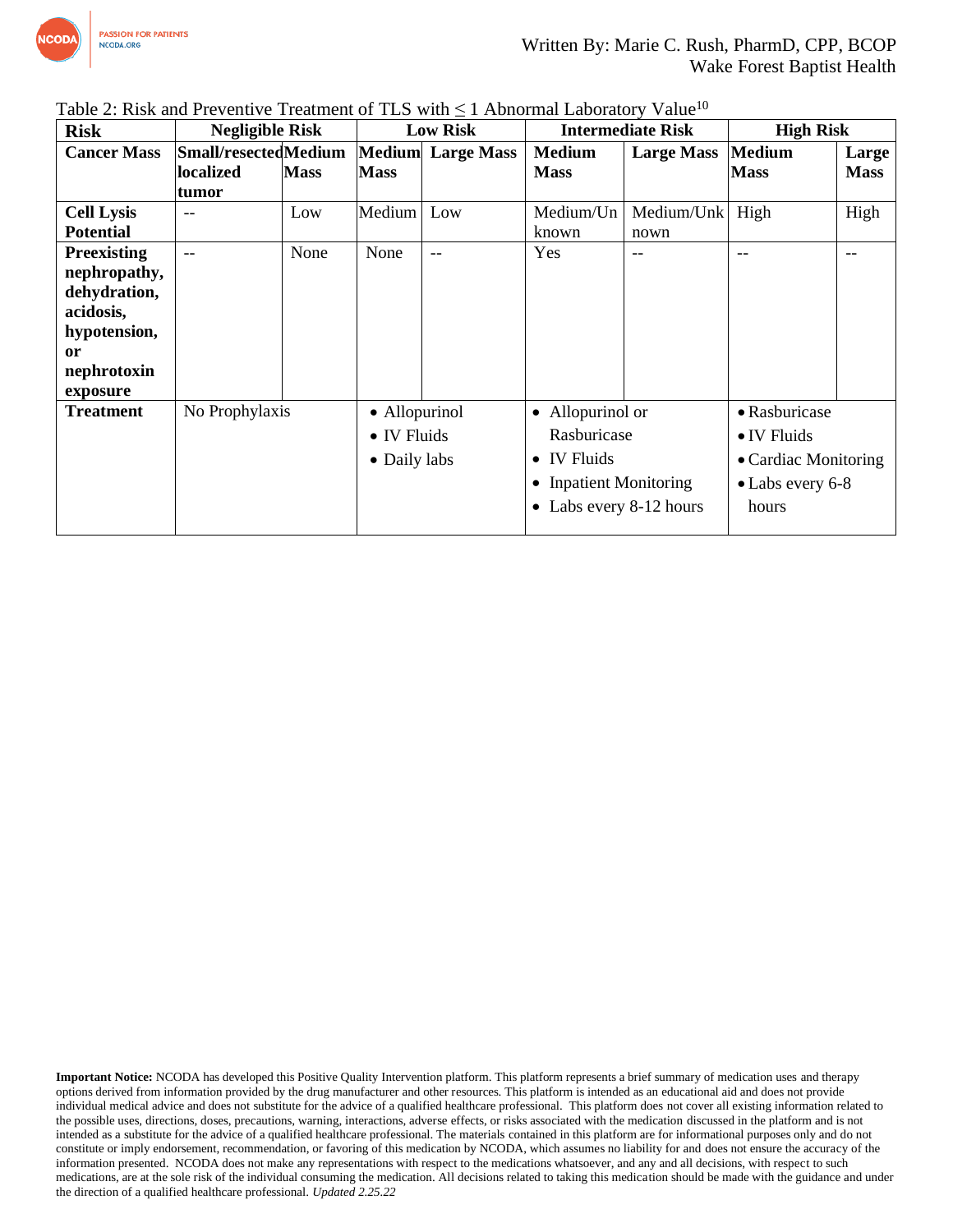Table 2: Risk and Preventive Treatment of TLS with ≤ 1 Abnormal Laboratory Value[10]

| **Risk** | **Negligible Risk** | | **Low Risk** | | **Intermediate Risk** | | **High Risk** | |
|---|---|---|---|---|---|---|---|---|
| **Cancer Mass** | **Small/resected localized tumor** | **Medium Mass** | **Medium Mass** | **Large Mass** | **Medium Mass** | **Large Mass** | **Medium Mass** | **Large Mass** |
| **Cell Lysis Potential** | -- | Low | Medium | Low | Medium/Unknown | Medium/Unknown | High | High |
| **Preexisting nephropathy, dehydration, acidosis, hypotension, or nephrotoxin exposure** | -- | None | None | -- | Yes | -- | -- | -- |
| **Treatment** | No Prophylaxis | | • Allopurinol<br>• IV Fluids<br>• Daily labs | | • Allopurinol or Rasburicase<br>• IV Fluids<br>• Inpatient Monitoring<br>• Labs every 8-12 hours | | • Rasburicase<br>• IV Fluids<br>• Cardiac Monitoring<br>• Labs every 6-8 hours | |

**Important Notice:** NCODA has developed this Positive Quality Intervention platform. This platform represents a brief summary of medication uses and therapy options derived from information provided by the drug manufacturer and other resources. This platform is intended as an educational aid and does not provide individual medical advice and does not substitute for the advice of a qualified healthcare professional. This platform does not cover all existing information related to the possible uses, directions, doses, precautions, warning, interactions, adverse effects, or risks associated with the medication discussed in the platform and is not intended as a substitute for the advice of a qualified healthcare professional. The materials contained in this platform are for informational purposes only and do not constitute or imply endorsement, recommendation, or favoring of this medication by NCODA, which assumes no liability for and does not ensure the accuracy of the information presented. NCODA does not make any representations with respect to the medications whatsoever, and any and all decisions, with respect to such medications, are at the sole risk of the individual consuming the medication. All decisions related to taking this medication should be made with the guidance and under the direction of a qualified healthcare professional. *Updated 2.25.22*